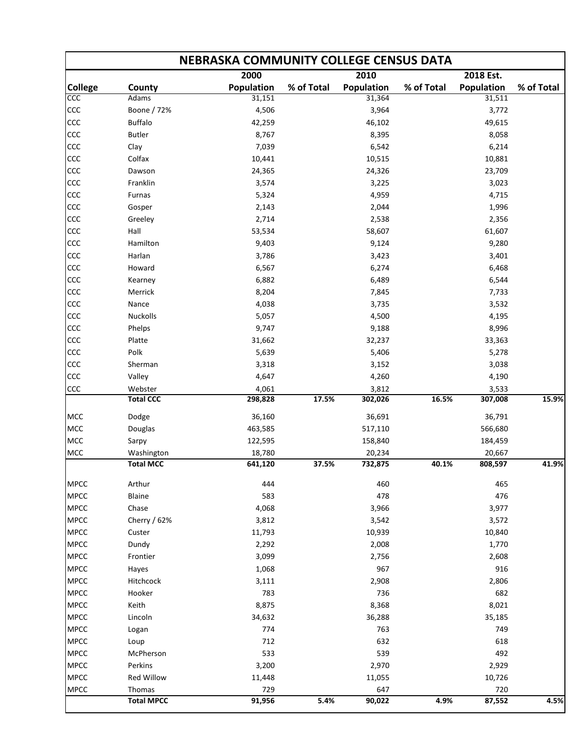# NEBRASKA COMMUNITY COLLEGE CENSUS DATA

| | | 2000 | | 2010 | | 2018 Est. | |
|---|---|---|---|---|---|---|---|
| **College** | **County** | **Population** | **% of Total** | **Population** | **% of Total** | **Population** | **% of Total** |
| CCC | Adams | 31,151 | | 31,364 | | 31,511 | |
| CCC | Boone / 72% | 4,506 | | 3,964 | | 3,772 | |
| CCC | Buffalo | 42,259 | | 46,102 | | 49,615 | |
| CCC | Butler | 8,767 | | 8,395 | | 8,058 | |
| CCC | Clay | 7,039 | | 6,542 | | 6,214 | |
| CCC | Colfax | 10,441 | | 10,515 | | 10,881 | |
| CCC | Dawson | 24,365 | | 24,326 | | 23,709 | |
| CCC | Franklin | 3,574 | | 3,225 | | 3,023 | |
| CCC | Furnas | 5,324 | | 4,959 | | 4,715 | |
| CCC | Gosper | 2,143 | | 2,044 | | 1,996 | |
| CCC | Greeley | 2,714 | | 2,538 | | 2,356 | |
| CCC | Hall | 53,534 | | 58,607 | | 61,607 | |
| CCC | Hamilton | 9,403 | | 9,124 | | 9,280 | |
| CCC | Harlan | 3,786 | | 3,423 | | 3,401 | |
| CCC | Howard | 6,567 | | 6,274 | | 6,468 | |
| CCC | Kearney | 6,882 | | 6,489 | | 6,544 | |
| CCC | Merrick | 8,204 | | 7,845 | | 7,733 | |
| CCC | Nance | 4,038 | | 3,735 | | 3,532 | |
| CCC | Nuckolls | 5,057 | | 4,500 | | 4,195 | |
| CCC | Phelps | 9,747 | | 9,188 | | 8,996 | |
| CCC | Platte | 31,662 | | 32,237 | | 33,363 | |
| CCC | Polk | 5,639 | | 5,406 | | 5,278 | |
| CCC | Sherman | 3,318 | | 3,152 | | 3,038 | |
| CCC | Valley | 4,647 | | 4,260 | | 4,190 | |
| CCC | Webster | 4,061 | | 3,812 | | 3,533 | |
| | **Total CCC** | **298,828** | **17.5%** | **302,026** | **16.5%** | **307,008** | **15.9%** |
| MCC | Dodge | 36,160 | | 36,691 | | 36,791 | |
| MCC | Douglas | 463,585 | | 517,110 | | 566,680 | |
| MCC | Sarpy | 122,595 | | 158,840 | | 184,459 | |
| MCC | Washington | 18,780 | | 20,234 | | 20,667 | |
| | **Total MCC** | **641,120** | **37.5%** | **732,875** | **40.1%** | **808,597** | **41.9%** |
| MPCC | Arthur | 444 | | 460 | | 465 | |
| MPCC | Blaine | 583 | | 478 | | 476 | |
| MPCC | Chase | 4,068 | | 3,966 | | 3,977 | |
| MPCC | Cherry / 62% | 3,812 | | 3,542 | | 3,572 | |
| MPCC | Custer | 11,793 | | 10,939 | | 10,840 | |
| MPCC | Dundy | 2,292 | | 2,008 | | 1,770 | |
| MPCC | Frontier | 3,099 | | 2,756 | | 2,608 | |
| MPCC | Hayes | 1,068 | | 967 | | 916 | |
| MPCC | Hitchcock | 3,111 | | 2,908 | | 2,806 | |
| MPCC | Hooker | 783 | | 736 | | 682 | |
| MPCC | Keith | 8,875 | | 8,368 | | 8,021 | |
| MPCC | Lincoln | 34,632 | | 36,288 | | 35,185 | |
| MPCC | Logan | 774 | | 763 | | 749 | |
| MPCC | Loup | 712 | | 632 | | 618 | |
| MPCC | McPherson | 533 | | 539 | | 492 | |
| MPCC | Perkins | 3,200 | | 2,970 | | 2,929 | |
| MPCC | Red Willow | 11,448 | | 11,055 | | 10,726 | |
| MPCC | Thomas | 729 | | 647 | | 720 | |
| | **Total MPCC** | **91,956** | **5.4%** | **90,022** | **4.9%** | **87,552** | **4.5%** |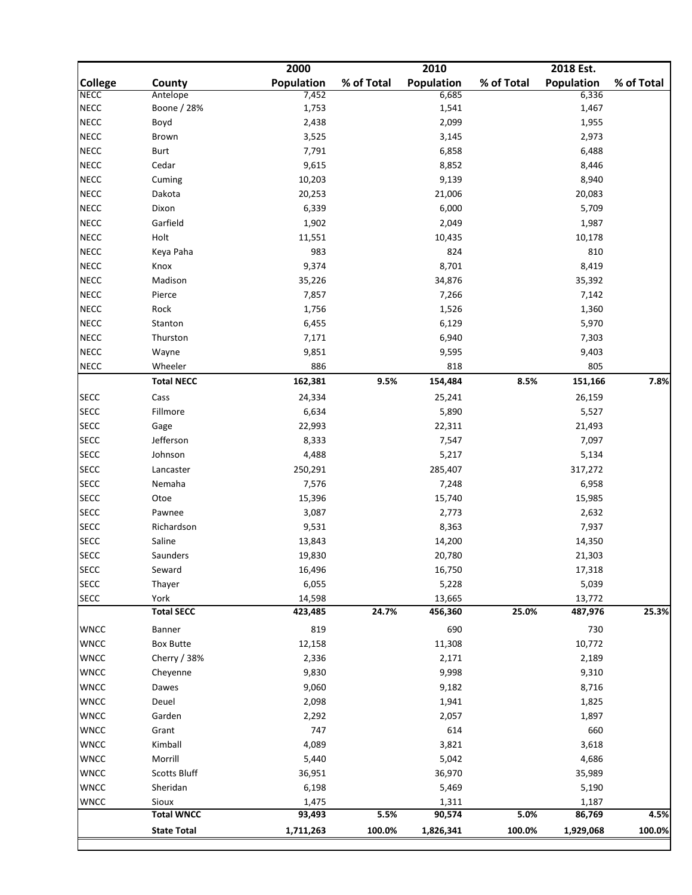| | | 2000 | | 2010 | | 2018 Est. | |
|---|---|---|---|---|---|---|---|
| **College** | **County** | **Population** | **% of Total** | **Population** | **% of Total** | **Population** | **% of Total** |
| NECC | Antelope | 7,452 | | 6,685 | | 6,336 | |
| NECC | Boone / 28% | 1,753 | | 1,541 | | 1,467 | |
| NECC | Boyd | 2,438 | | 2,099 | | 1,955 | |
| NECC | Brown | 3,525 | | 3,145 | | 2,973 | |
| NECC | Burt | 7,791 | | 6,858 | | 6,488 | |
| NECC | Cedar | 9,615 | | 8,852 | | 8,446 | |
| NECC | Cuming | 10,203 | | 9,139 | | 8,940 | |
| NECC | Dakota | 20,253 | | 21,006 | | 20,083 | |
| NECC | Dixon | 6,339 | | 6,000 | | 5,709 | |
| NECC | Garfield | 1,902 | | 2,049 | | 1,987 | |
| NECC | Holt | 11,551 | | 10,435 | | 10,178 | |
| NECC | Keya Paha | 983 | | 824 | | 810 | |
| NECC | Knox | 9,374 | | 8,701 | | 8,419 | |
| NECC | Madison | 35,226 | | 34,876 | | 35,392 | |
| NECC | Pierce | 7,857 | | 7,266 | | 7,142 | |
| NECC | Rock | 1,756 | | 1,526 | | 1,360 | |
| NECC | Stanton | 6,455 | | 6,129 | | 5,970 | |
| NECC | Thurston | 7,171 | | 6,940 | | 7,303 | |
| NECC | Wayne | 9,851 | | 9,595 | | 9,403 | |
| NECC | Wheeler | 886 | | 818 | | 805 | |
| | **Total NECC** | **162,381** | **9.5%** | **154,484** | **8.5%** | **151,166** | **7.8%** |
| SECC | Cass | 24,334 | | 25,241 | | 26,159 | |
| SECC | Fillmore | 6,634 | | 5,890 | | 5,527 | |
| SECC | Gage | 22,993 | | 22,311 | | 21,493 | |
| SECC | Jefferson | 8,333 | | 7,547 | | 7,097 | |
| SECC | Johnson | 4,488 | | 5,217 | | 5,134 | |
| SECC | Lancaster | 250,291 | | 285,407 | | 317,272 | |
| SECC | Nemaha | 7,576 | | 7,248 | | 6,958 | |
| SECC | Otoe | 15,396 | | 15,740 | | 15,985 | |
| SECC | Pawnee | 3,087 | | 2,773 | | 2,632 | |
| SECC | Richardson | 9,531 | | 8,363 | | 7,937 | |
| SECC | Saline | 13,843 | | 14,200 | | 14,350 | |
| SECC | Saunders | 19,830 | | 20,780 | | 21,303 | |
| SECC | Seward | 16,496 | | 16,750 | | 17,318 | |
| SECC | Thayer | 6,055 | | 5,228 | | 5,039 | |
| SECC | York | 14,598 | | 13,665 | | 13,772 | |
| | **Total SECC** | **423,485** | **24.7%** | **456,360** | **25.0%** | **487,976** | **25.3%** |
| WNCC | Banner | 819 | | 690 | | 730 | |
| WNCC | Box Butte | 12,158 | | 11,308 | | 10,772 | |
| WNCC | Cherry / 38% | 2,336 | | 2,171 | | 2,189 | |
| WNCC | Cheyenne | 9,830 | | 9,998 | | 9,310 | |
| WNCC | Dawes | 9,060 | | 9,182 | | 8,716 | |
| WNCC | Deuel | 2,098 | | 1,941 | | 1,825 | |
| WNCC | Garden | 2,292 | | 2,057 | | 1,897 | |
| WNCC | Grant | 747 | | 614 | | 660 | |
| WNCC | Kimball | 4,089 | | 3,821 | | 3,618 | |
| WNCC | Morrill | 5,440 | | 5,042 | | 4,686 | |
| WNCC | Scotts Bluff | 36,951 | | 36,970 | | 35,989 | |
| WNCC | Sheridan | 6,198 | | 5,469 | | 5,190 | |
| WNCC | Sioux | 1,475 | | 1,311 | | 1,187 | |
| | **Total WNCC** | **93,493** | **5.5%** | **90,574** | **5.0%** | **86,769** | **4.5%** |
| | **State Total** | **1,711,263** | **100.0%** | **1,826,341** | **100.0%** | **1,929,068** | **100.0%** |